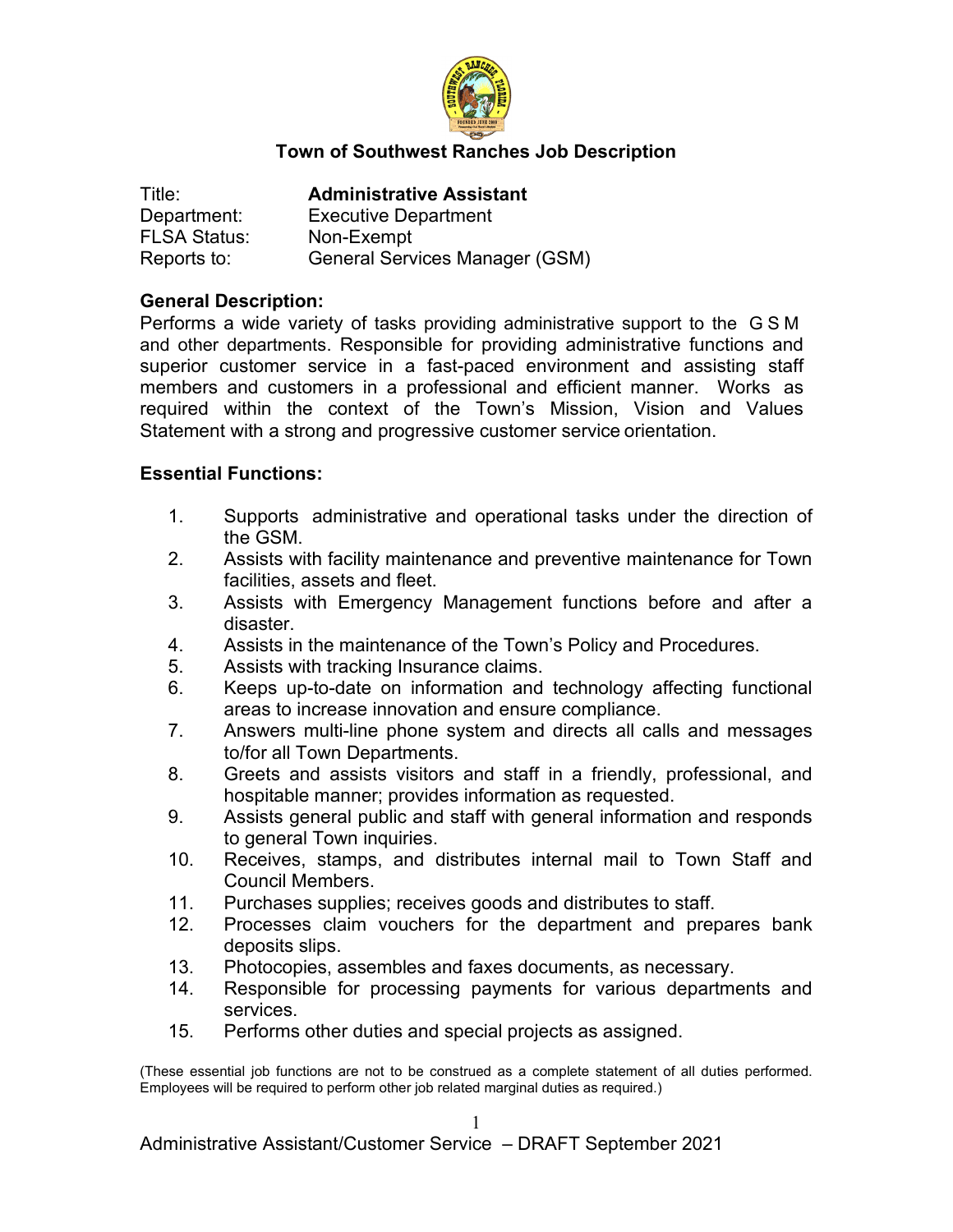# Town of Southwest Ranches Job Description

| | |
|---|---|
| Title: | **Administrative Assistant** |
| Department: | Executive Department |
| FLSA Status: | Non-Exempt |
| Reports to: | General Services Manager (GSM) |

## General Description:

Performs a wide variety of tasks providing administrative support to the GSM and other departments. Responsible for providing administrative functions and superior customer service in a fast-paced environment and assisting staff members and customers in a professional and efficient manner. Works as required within the context of the Town's Mission, Vision and Values Statement with a strong and progressive customer service orientation.

## Essential Functions:

1. Supports administrative and operational tasks under the direction of the GSM.
2. Assists with facility maintenance and preventive maintenance for Town facilities, assets and fleet.
3. Assists with Emergency Management functions before and after a disaster.
4. Assists in the maintenance of the Town's Policy and Procedures.
5. Assists with tracking Insurance claims.
6. Keeps up-to-date on information and technology affecting functional areas to increase innovation and ensure compliance.
7. Answers multi-line phone system and directs all calls and messages to/for all Town Departments.
8. Greets and assists visitors and staff in a friendly, professional, and hospitable manner; provides information as requested.
9. Assists general public and staff with general information and responds to general Town inquiries.
10. Receives, stamps, and distributes internal mail to Town Staff and Council Members.
11. Purchases supplies; receives goods and distributes to staff.
12. Processes claim vouchers for the department and prepares bank deposits slips.
13. Photocopies, assembles and faxes documents, as necessary.
14. Responsible for processing payments for various departments and services.
15. Performs other duties and special projects as assigned.

(These essential job functions are not to be construed as a complete statement of all duties performed. Employees will be required to perform other job related marginal duties as required.)

Administrative Assistant/Customer Service – DRAFT September 2021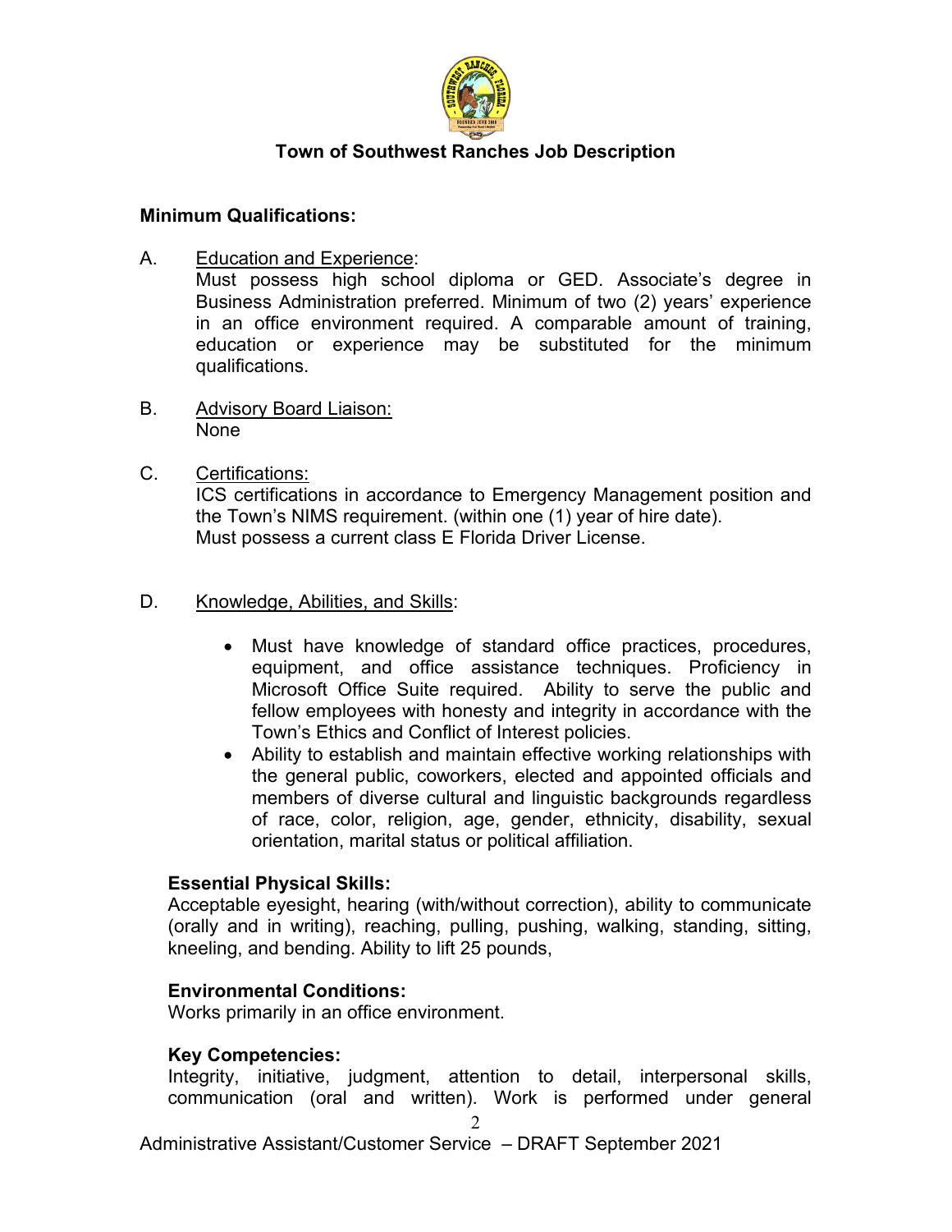**Town of Southwest Ranches Job Description**

**Minimum Qualifications:**

A. <u>Education and Experience</u>:
Must possess high school diploma or GED. Associate's degree in Business Administration preferred. Minimum of two (2) years' experience in an office environment required. A comparable amount of training, education or experience may be substituted for the minimum qualifications.

B. <u>Advisory Board Liaison:</u>
None

C. <u>Certifications:</u>
ICS certifications in accordance to Emergency Management position and the Town's NIMS requirement. (within one (1) year of hire date).
Must possess a current class E Florida Driver License.

D. <u>Knowledge, Abilities, and Skills</u>:

- Must have knowledge of standard office practices, procedures, equipment, and office assistance techniques. Proficiency in Microsoft Office Suite required. Ability to serve the public and fellow employees with honesty and integrity in accordance with the Town's Ethics and Conflict of Interest policies.
- Ability to establish and maintain effective working relationships with the general public, coworkers, elected and appointed officials and members of diverse cultural and linguistic backgrounds regardless of race, color, religion, age, gender, ethnicity, disability, sexual orientation, marital status or political affiliation.

**Essential Physical Skills:**
Acceptable eyesight, hearing (with/without correction), ability to communicate (orally and in writing), reaching, pulling, pushing, walking, standing, sitting, kneeling, and bending. Ability to lift 25 pounds,

**Environmental Conditions:**
Works primarily in an office environment.

**Key Competencies:**
Integrity, initiative, judgment, attention to detail, interpersonal skills, communication (oral and written). Work is performed under general

Administrative Assistant/Customer Service – DRAFT September 2021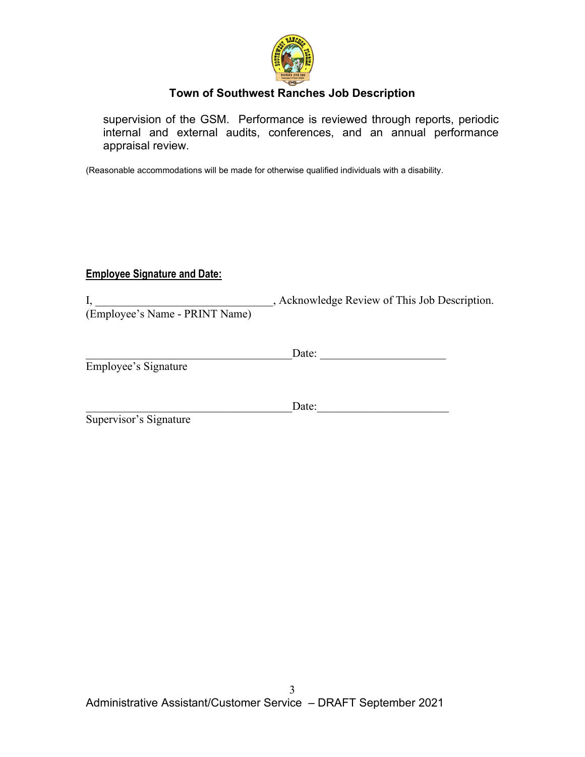supervision of the GSM. Performance is reviewed through reports, periodic internal and external audits, conferences, and an annual performance appraisal review.

(Reasonable accommodations will be made for otherwise qualified individuals with a disability.

**Employee Signature and Date:**

I, ______________________________, Acknowledge Review of This Job Description.
(Employee's Name - PRINT Name)

___________________________________ Date: ____________________
Employee's Signature

___________________________________ Date: ____________________
Supervisor's Signature